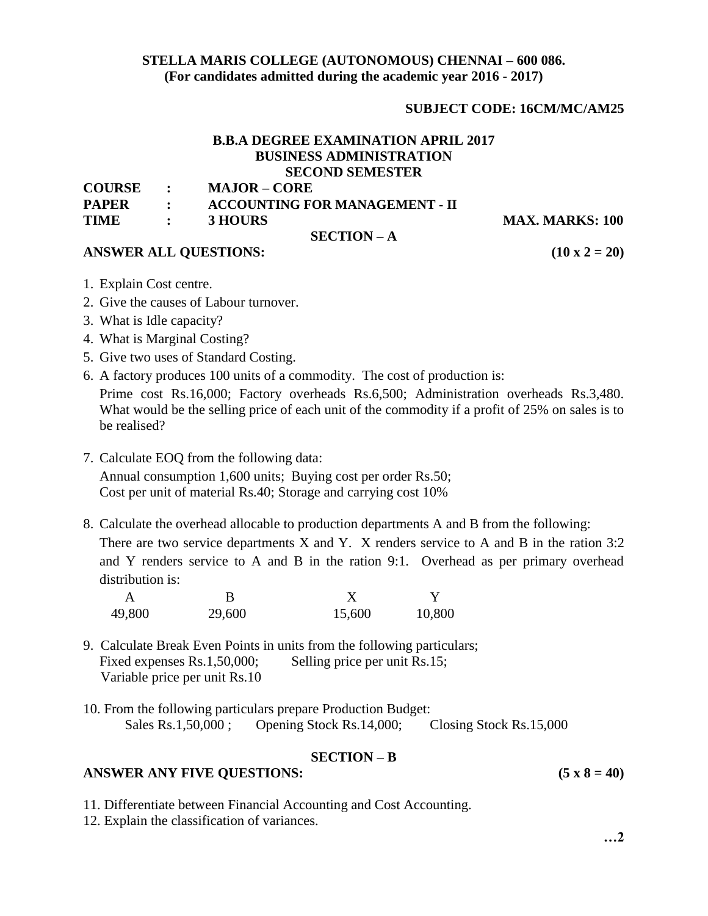**STELLA MARIS COLLEGE (AUTONOMOUS) CHENNAI – 600 086.**
**(For candidates admitted during the academic year 2016 - 2017)**

**SUBJECT CODE: 16CM/MC/AM25**

**B.B.A DEGREE EXAMINATION APRIL 2017**
**BUSINESS ADMINISTRATION**
**SECOND SEMESTER**

**COURSE : MAJOR – CORE**
**PAPER : ACCOUNTING FOR MANAGEMENT - II**
**TIME : 3 HOURS** **MAX. MARKS: 100**

## SECTION – A

**ANSWER ALL QUESTIONS: (10 x 2 = 20)**

1. Explain Cost centre.
2. Give the causes of Labour turnover.
3. What is Idle capacity?
4. What is Marginal Costing?
5. Give two uses of Standard Costing.
6. A factory produces 100 units of a commodity. The cost of production is:
   Prime cost Rs.16,000; Factory overheads Rs.6,500; Administration overheads Rs.3,480. What would be the selling price of each unit of the commodity if a profit of 25% on sales is to be realised?
7. Calculate EOQ from the following data:
   Annual consumption 1,600 units; Buying cost per order Rs.50;
   Cost per unit of material Rs.40; Storage and carrying cost 10%
8. Calculate the overhead allocable to production departments A and B from the following:
   There are two service departments X and Y. X renders service to A and B in the ration 3:2 and Y renders service to A and B in the ration 9:1. Overhead as per primary overhead distribution is:

| A | B | X | Y |
|---|---|---|---|
| 49,800 | 29,600 | 15,600 | 10,800 |

9. Calculate Break Even Points in units from the following particulars;
   Fixed expenses Rs.1,50,000; Selling price per unit Rs.15;
   Variable price per unit Rs.10
10. From the following particulars prepare Production Budget:
    Sales Rs.1,50,000 ; Opening Stock Rs.14,000; Closing Stock Rs.15,000

## SECTION – B

**ANSWER ANY FIVE QUESTIONS: (5 x 8 = 40)**

11. Differentiate between Financial Accounting and Cost Accounting.
12. Explain the classification of variances.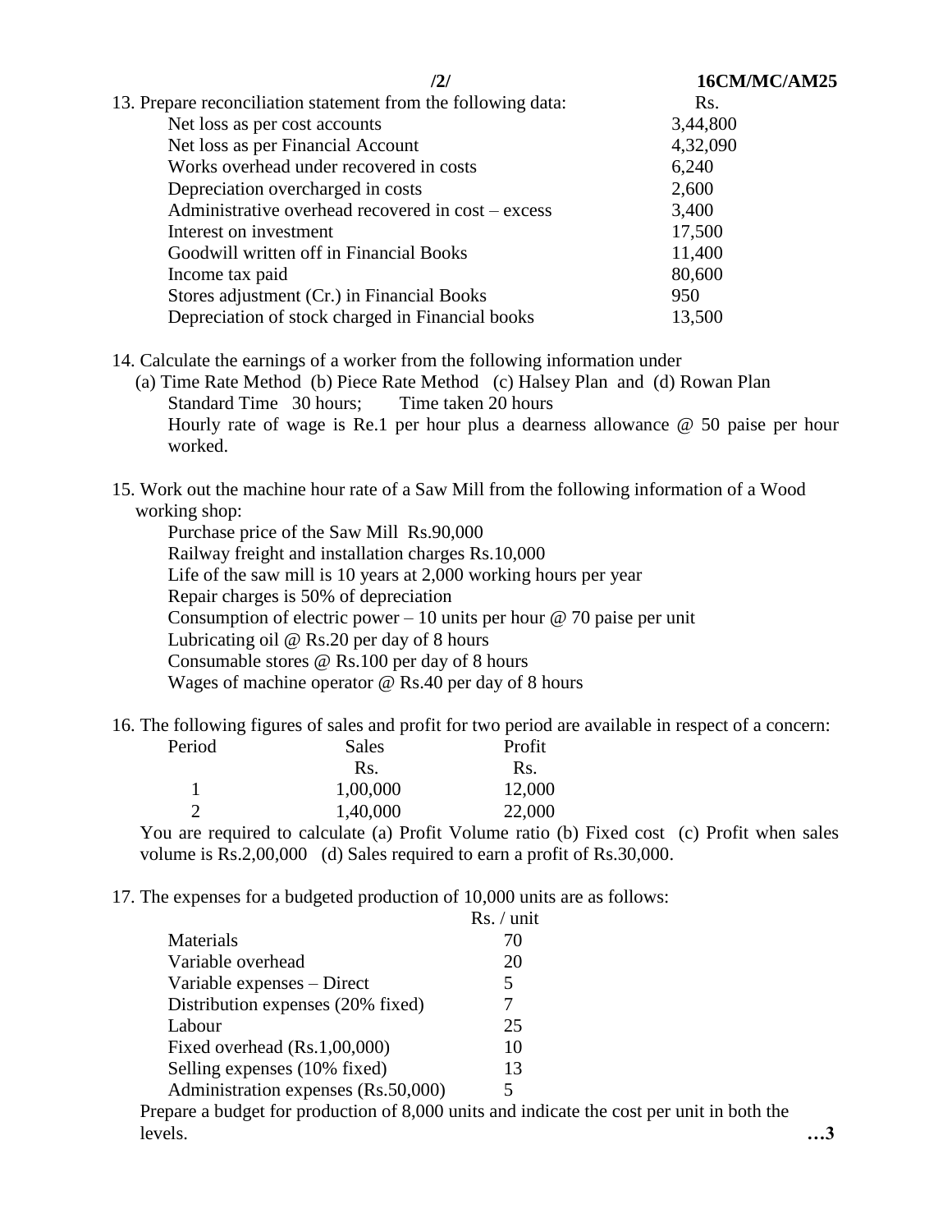13. Prepare reconciliation statement from the following data:

| | Rs. |
|---|---|
| Net loss as per cost accounts | 3,44,800 |
| Net loss as per Financial Account | 4,32,090 |
| Works overhead under recovered in costs | 6,240 |
| Depreciation overcharged in costs | 2,600 |
| Administrative overhead recovered in cost – excess | 3,400 |
| Interest on investment | 17,500 |
| Goodwill written off in Financial Books | 11,400 |
| Income tax paid | 80,600 |
| Stores adjustment (Cr.) in Financial Books | 950 |
| Depreciation of stock charged in Financial books | 13,500 |

14. Calculate the earnings of a worker from the following information under
    (a) Time Rate Method (b) Piece Rate Method (c) Halsey Plan and (d) Rowan Plan
    Standard Time 30 hours; Time taken 20 hours
    Hourly rate of wage is Re.1 per hour plus a dearness allowance @ 50 paise per hour worked.

15. Work out the machine hour rate of a Saw Mill from the following information of a Wood working shop:
    Purchase price of the Saw Mill Rs.90,000
    Railway freight and installation charges Rs.10,000
    Life of the saw mill is 10 years at 2,000 working hours per year
    Repair charges is 50% of depreciation
    Consumption of electric power – 10 units per hour @ 70 paise per unit
    Lubricating oil @ Rs.20 per day of 8 hours
    Consumable stores @ Rs.100 per day of 8 hours
    Wages of machine operator @ Rs.40 per day of 8 hours

16. The following figures of sales and profit for two period are available in respect of a concern:

| Period | Sales | Profit |
|---|---|---|
| | Rs. | Rs. |
| 1 | 1,00,000 | 12,000 |
| 2 | 1,40,000 | 22,000 |

You are required to calculate (a) Profit Volume ratio (b) Fixed cost (c) Profit when sales volume is Rs.2,00,000 (d) Sales required to earn a profit of Rs.30,000.

17. The expenses for a budgeted production of 10,000 units are as follows:

| | Rs. / unit |
|---|---|
| Materials | 70 |
| Variable overhead | 20 |
| Variable expenses – Direct | 5 |
| Distribution expenses (20% fixed) | 7 |
| Labour | 25 |
| Fixed overhead (Rs.1,00,000) | 10 |
| Selling expenses (10% fixed) | 13 |
| Administration expenses (Rs.50,000) | 5 |

Prepare a budget for production of 8,000 units and indicate the cost per unit in both the levels.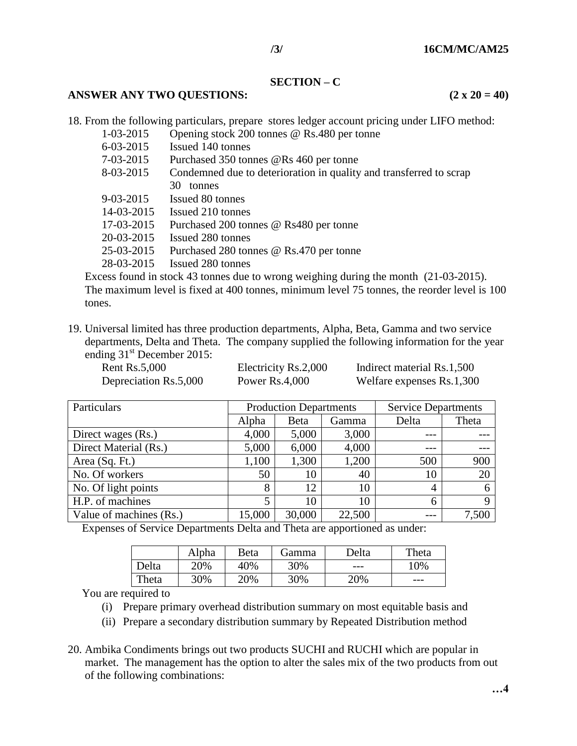## SECTION – C

**ANSWER ANY TWO QUESTIONS: (2 x 20 = 40)**

18. From the following particulars, prepare stores ledger account pricing under LIFO method:

| | |
|---|---|
| 1-03-2015 | Opening stock 200 tonnes @ Rs.480 per tonne |
| 6-03-2015 | Issued 140 tonnes |
| 7-03-2015 | Purchased 350 tonnes @Rs 460 per tonne |
| 8-03-2015 | Condemned due to deterioration in quality and transferred to scrap 30 tonnes |
| 9-03-2015 | Issued 80 tonnes |
| 14-03-2015 | Issued 210 tonnes |
| 17-03-2015 | Purchased 200 tonnes @ Rs480 per tonne |
| 20-03-2015 | Issued 280 tonnes |
| 25-03-2015 | Purchased 280 tonnes @ Rs.470 per tonne |
| 28-03-2015 | Issued 280 tonnes |

Excess found in stock 43 tonnes due to wrong weighing during the month (21-03-2015). The maximum level is fixed at 400 tonnes, minimum level 75 tonnes, the reorder level is 100 tones.

19. Universal limited has three production departments, Alpha, Beta, Gamma and two service departments, Delta and Theta. The company supplied the following information for the year ending 31st December 2015:

| | | |
|---|---|---|
| Rent Rs.5,000 | Electricity Rs.2,000 | Indirect material Rs.1,500 |
| Depreciation Rs.5,000 | Power Rs.4,000 | Welfare expenses Rs.1,300 |

| Particulars | Production Departments | | | Service Departments | |
|---|---|---|---|---|---|
| | Alpha | Beta | Gamma | Delta | Theta |
| Direct wages (Rs.) | 4,000 | 5,000 | 3,000 | --- | --- |
| Direct Material (Rs.) | 5,000 | 6,000 | 4,000 | --- | --- |
| Area (Sq. Ft.) | 1,100 | 1,300 | 1,200 | 500 | 900 |
| No. Of workers | 50 | 10 | 40 | 10 | 20 |
| No. Of light points | 8 | 12 | 10 | 4 | 6 |
| H.P. of machines | 5 | 10 | 10 | 6 | 9 |
| Value of machines (Rs.) | 15,000 | 30,000 | 22,500 | --- | 7,500 |

Expenses of Service Departments Delta and Theta are apportioned as under:

| | Alpha | Beta | Gamma | Delta | Theta |
|---|---|---|---|---|---|
| Delta | 20% | 40% | 30% | --- | 10% |
| Theta | 30% | 20% | 30% | 20% | --- |

You are required to

(i) Prepare primary overhead distribution summary on most equitable basis and

(ii) Prepare a secondary distribution summary by Repeated Distribution method

20. Ambika Condiments brings out two products SUCHI and RUCHI which are popular in market. The management has the option to alter the sales mix of the two products from out of the following combinations: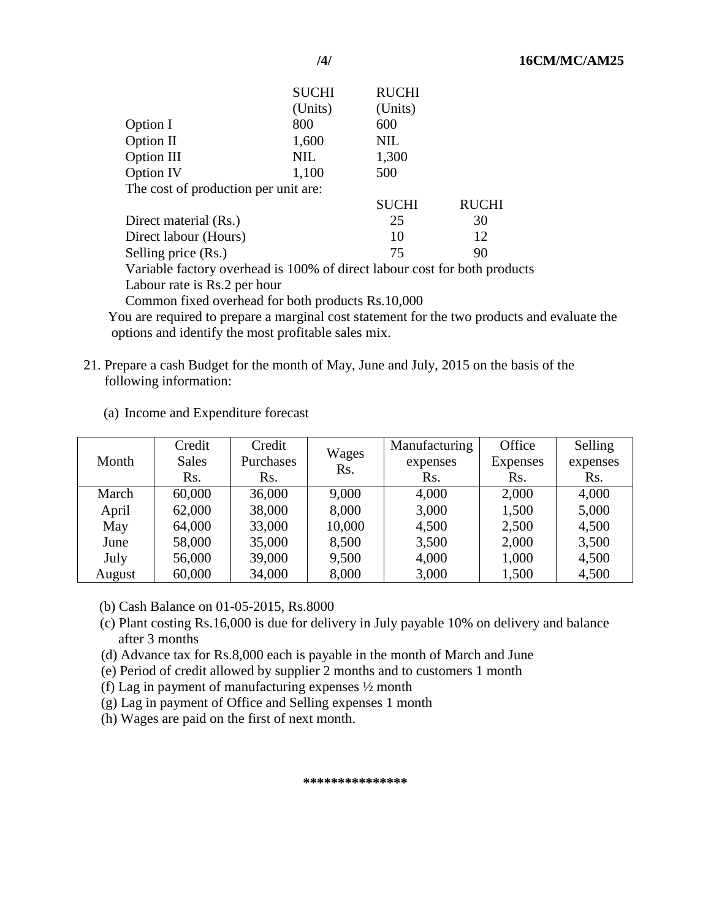| | SUCHI (Units) | RUCHI (Units) |
|---|---|---|
| Option I | 800 | 600 |
| Option II | 1,600 | NIL |
| Option III | NIL | 1,300 |
| Option IV | 1,100 | 500 |

The cost of production per unit are:

| | SUCHI | RUCHI |
|---|---|---|
| Direct material (Rs.) | 25 | 30 |
| Direct labour (Hours) | 10 | 12 |
| Selling price (Rs.) | 75 | 90 |

Variable factory overhead is 100% of direct labour cost for both products

Labour rate is Rs.2 per hour

Common fixed overhead for both products Rs.10,000

You are required to prepare a marginal cost statement for the two products and evaluate the options and identify the most profitable sales mix.

21. Prepare a cash Budget for the month of May, June and July, 2015 on the basis of the following information:

(a) Income and Expenditure forecast

| Month | Credit Sales Rs. | Credit Purchases Rs. | Wages Rs. | Manufacturing expenses Rs. | Office Expenses Rs. | Selling expenses Rs. |
|---|---|---|---|---|---|---|
| March | 60,000 | 36,000 | 9,000 | 4,000 | 2,000 | 4,000 |
| April | 62,000 | 38,000 | 8,000 | 3,000 | 1,500 | 5,000 |
| May | 64,000 | 33,000 | 10,000 | 4,500 | 2,500 | 4,500 |
| June | 58,000 | 35,000 | 8,500 | 3,500 | 2,000 | 3,500 |
| July | 56,000 | 39,000 | 9,500 | 4,000 | 1,000 | 4,500 |
| August | 60,000 | 34,000 | 8,000 | 3,000 | 1,500 | 4,500 |

(b) Cash Balance on 01-05-2015, Rs.8000

(c) Plant costing Rs.16,000 is due for delivery in July payable 10% on delivery and balance after 3 months

(d) Advance tax for Rs.8,000 each is payable in the month of March and June

(e) Period of credit allowed by supplier 2 months and to customers 1 month

(f) Lag in payment of manufacturing expenses ½ month

(g) Lag in payment of Office and Selling expenses 1 month

(h) Wages are paid on the first of next month.

***************